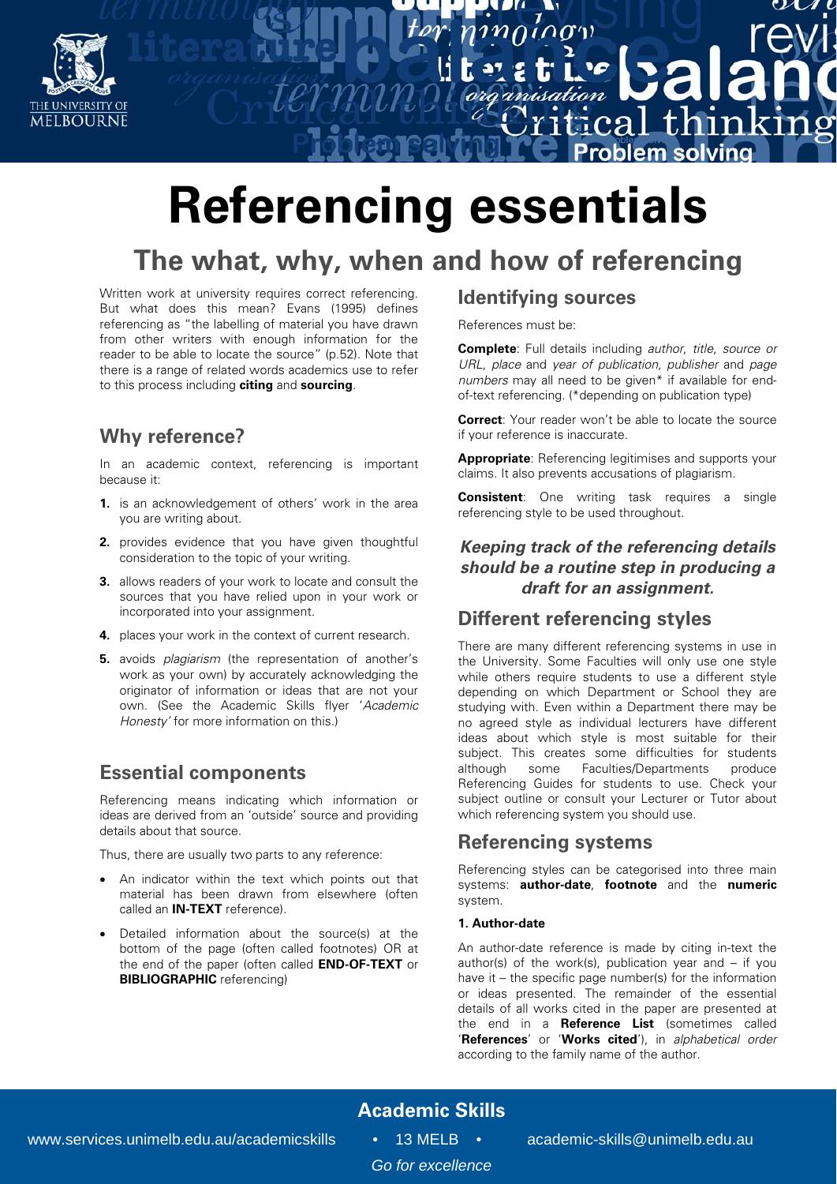# Referencing essentials

## The what, why, when and how of referencing

Written work at university requires correct referencing. But what does this mean? Evans (1995) defines referencing as "the labelling of material you have drawn from other writers with enough information for the reader to be able to locate the source" (p.52). Note that there is a range of related words academics use to refer to this process including **citing** and **sourcing**.

### Why reference?

In an academic context, referencing is important because it:

1. is an acknowledgement of others' work in the area you are writing about.
2. provides evidence that you have given thoughtful consideration to the topic of your writing.
3. allows readers of your work to locate and consult the sources that you have relied upon in your work or incorporated into your assignment.
4. places your work in the context of current research.
5. avoids *plagiarism* (the representation of another's work as your own) by accurately acknowledging the originator of information or ideas that are not your own. (See the Academic Skills flyer '*Academic Honesty'* for more information on this.)

### Essential components

Referencing means indicating which information or ideas are derived from an 'outside' source and providing details about that source.

Thus, there are usually two parts to any reference:

- An indicator within the text which points out that material has been drawn from elsewhere (often called an **IN-TEXT** reference).
- Detailed information about the source(s) at the bottom of the page (often called footnotes) OR at the end of the paper (often called **END-OF-TEXT** or **BIBLIOGRAPHIC** referencing)

### Identifying sources

References must be:

**Complete**: Full details including *author*, *title*, *source or URL*, *place* and *year of publication*, *publisher* and *page numbers* may all need to be given* if available for end-of-text referencing. (*depending on publication type)

**Correct**: Your reader won't be able to locate the source if your reference is inaccurate.

**Appropriate**: Referencing legitimises and supports your claims. It also prevents accusations of plagiarism.

**Consistent**: One writing task requires a single referencing style to be used throughout.

***Keeping track of the referencing details should be a routine step in producing a draft for an assignment.***

### Different referencing styles

There are many different referencing systems in use in the University. Some Faculties will only use one style while others require students to use a different style depending on which Department or School they are studying with. Even within a Department there may be no agreed style as individual lecturers have different ideas about which style is most suitable for their subject. This creates some difficulties for students although some Faculties/Departments produce Referencing Guides for students to use. Check your subject outline or consult your Lecturer or Tutor about which referencing system you should use.

### Referencing systems

Referencing styles can be categorised into three main systems: **author-date**, **footnote** and the **numeric** system.

**1. Author-date**

An author-date reference is made by citing in-text the author(s) of the work(s), publication year and – if you have it – the specific page number(s) for the information or ideas presented. The remainder of the essential details of all works cited in the paper are presented at the end in a **Reference List** (sometimes called '**References**' or '**Works cited**'), in *alphabetical order* according to the family name of the author.

**Academic Skills**

www.services.unimelb.edu.au/academicskills • 13 MELB • academic-skills@unimelb.edu.au

*Go for excellence*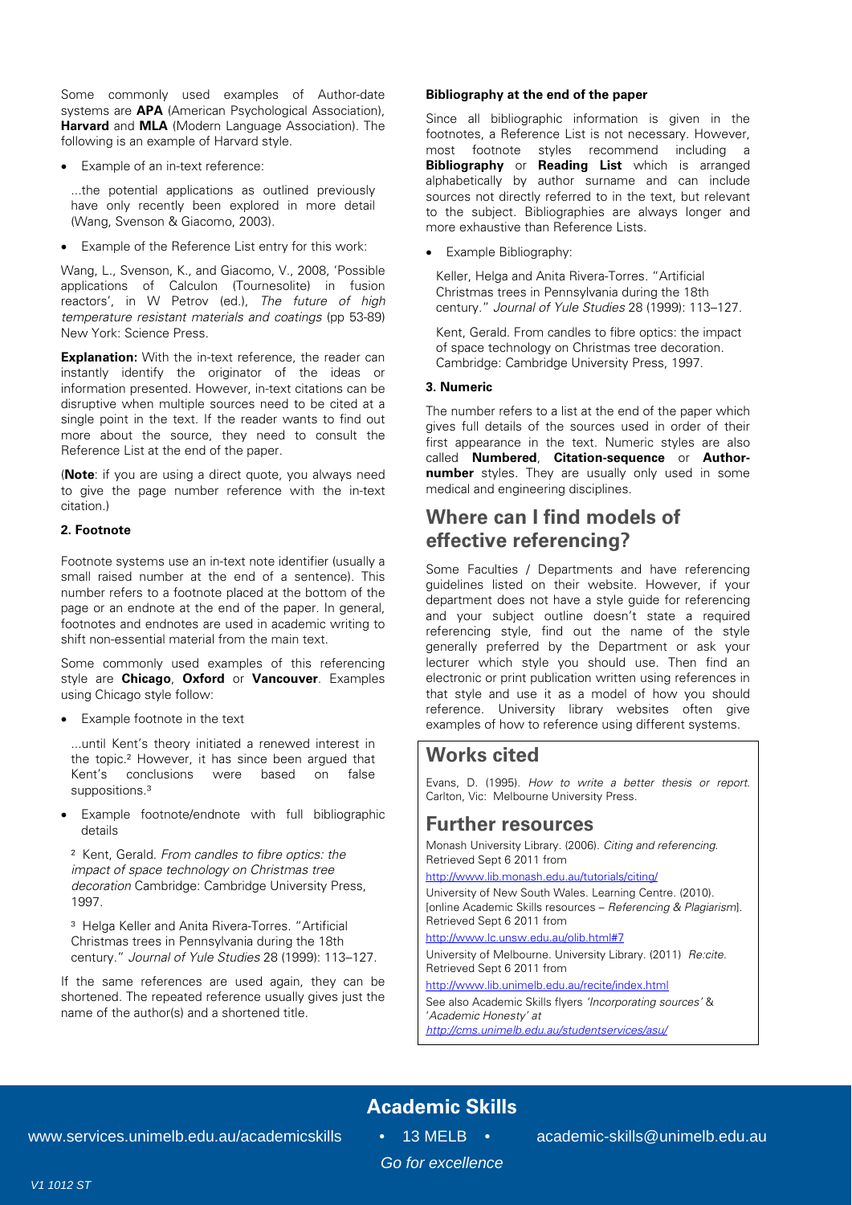Some commonly used examples of Author-date systems are **APA** (American Psychological Association), **Harvard** and **MLA** (Modern Language Association). The following is an example of Harvard style.

- Example of an in-text reference:

...the potential applications as outlined previously have only recently been explored in more detail (Wang, Svenson & Giacomo, 2003).

- Example of the Reference List entry for this work:

Wang, L., Svenson, K., and Giacomo, V., 2008, 'Possible applications of Calculon (Tournesolite) in fusion reactors', in W Petrov (ed.), *The future of high temperature resistant materials and coatings* (pp 53-89) New York: Science Press.

**Explanation:** With the in-text reference, the reader can instantly identify the originator of the ideas or information presented. However, in-text citations can be disruptive when multiple sources need to be cited at a single point in the text. If the reader wants to find out more about the source, they need to consult the Reference List at the end of the paper.

(**Note**: if you are using a direct quote, you always need to give the page number reference with the in-text citation.)

#### 2. Footnote

Footnote systems use an in-text note identifier (usually a small raised number at the end of a sentence). This number refers to a footnote placed at the bottom of the page or an endnote at the end of the paper. In general, footnotes and endnotes are used in academic writing to shift non-essential material from the main text.

Some commonly used examples of this referencing style are **Chicago**, **Oxford** or **Vancouver**. Examples using Chicago style follow:

- Example footnote in the text

...until Kent's theory initiated a renewed interest in the topic.[2] However, it has since been argued that Kent's conclusions were based on false suppositions.[3]

- Example footnote/endnote with full bibliographic details

[2] Kent, Gerald. *From candles to fibre optics: the impact of space technology on Christmas tree decoration* Cambridge: Cambridge University Press, 1997.

[3] Helga Keller and Anita Rivera-Torres. "Artificial Christmas trees in Pennsylvania during the 18th century." *Journal of Yule Studies* 28 (1999): 113–127.

If the same references are used again, they can be shortened. The repeated reference usually gives just the name of the author(s) and a shortened title.

#### Bibliography at the end of the paper

Since all bibliographic information is given in the footnotes, a Reference List is not necessary. However, most footnote styles recommend including a **Bibliography** or **Reading List** which is arranged alphabetically by author surname and can include sources not directly referred to in the text, but relevant to the subject. Bibliographies are always longer and more exhaustive than Reference Lists.

- Example Bibliography:

Keller, Helga and Anita Rivera-Torres. "Artificial Christmas trees in Pennsylvania during the 18th century." *Journal of Yule Studies* 28 (1999): 113–127.

Kent, Gerald. From candles to fibre optics: the impact of space technology on Christmas tree decoration. Cambridge: Cambridge University Press, 1997.

#### 3. Numeric

The number refers to a list at the end of the paper which gives full details of the sources used in order of their first appearance in the text. Numeric styles are also called **Numbered**, **Citation-sequence** or **Author-number** styles. They are usually only used in some medical and engineering disciplines.

## Where can I find models of effective referencing?

Some Faculties / Departments and have referencing guidelines listed on their website. However, if your department does not have a style guide for referencing and your subject outline doesn't state a required referencing style, find out the name of the style generally preferred by the Department or ask your lecturer which style you should use. Then find an electronic or print publication written using references in that style and use it as a model of how you should reference. University library websites often give examples of how to reference using different systems.

## Works cited

Evans, D. (1995). *How to write a better thesis or report.* Carlton, Vic: Melbourne University Press.

## Further resources

Monash University Library. (2006). *Citing and referencing.* Retrieved Sept 6 2011 from

http://www.lib.monash.edu.au/tutorials/citing/

University of New South Wales. Learning Centre. (2010). [online Academic Skills resources – *Referencing & Plagiarism*]. Retrieved Sept 6 2011 from

http://www.lc.unsw.edu.au/olib.html#7

University of Melbourne. University Library. (2011) *Re:cite.* Retrieved Sept 6 2011 from

http://www.lib.unimelb.edu.au/recite/index.html

See also Academic Skills flyers *'Incorporating sources'* & '*Academic Honesty'* at

*http://cms.unimelb.edu.au/studentservices/asu/*

## Academic Skills

www.services.unimelb.edu.au/academicskills • 13 MELB • academic-skills@unimelb.edu.au

*Go for excellence*

*V1 1012 ST*